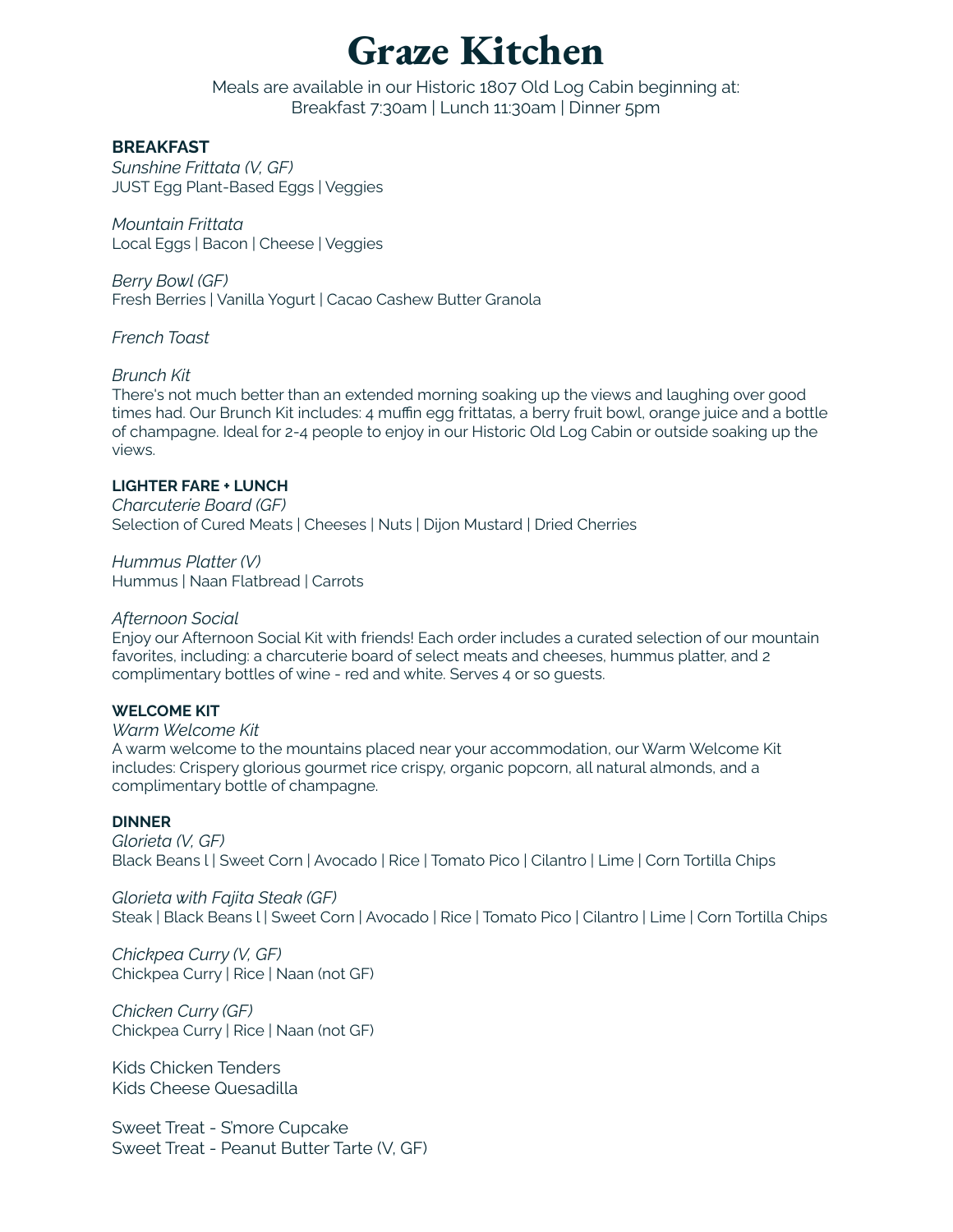# Graze Kitchen

Meals are available in our Historic 1807 Old Log Cabin beginning at:
Breakfast 7:30am | Lunch 11:30am | Dinner 5pm

## BREAKFAST

*Sunshine Frittata (V, GF)*
JUST Egg Plant-Based Eggs | Veggies

*Mountain Frittata*
Local Eggs | Bacon | Cheese | Veggies

*Berry Bowl (GF)*
Fresh Berries | Vanilla Yogurt | Cacao Cashew Butter Granola

*French Toast*

*Brunch Kit*
There's not much better than an extended morning soaking up the views and laughing over good times had. Our Brunch Kit includes: 4 muffin egg frittatas, a berry fruit bowl, orange juice and a bottle of champagne. Ideal for 2-4 people to enjoy in our Historic Old Log Cabin or outside soaking up the views.

## LIGHTER FARE + LUNCH

*Charcuterie Board (GF)*
Selection of Cured Meats | Cheeses | Nuts | Dijon Mustard | Dried Cherries

*Hummus Platter (V)*
Hummus | Naan Flatbread | Carrots

*Afternoon Social*
Enjoy our Afternoon Social Kit with friends! Each order includes a curated selection of our mountain favorites, including: a charcuterie board of select meats and cheeses, hummus platter, and 2 complimentary bottles of wine - red and white. Serves 4 or so guests.

## WELCOME KIT

*Warm Welcome Kit*
A warm welcome to the mountains placed near your accommodation, our Warm Welcome Kit includes: Crispery glorious gourmet rice crispy, organic popcorn, all natural almonds, and a complimentary bottle of champagne.

## DINNER

*Glorieta (V, GF)*
Black Beans l | Sweet Corn | Avocado | Rice | Tomato Pico | Cilantro | Lime | Corn Tortilla Chips

*Glorieta with Fajita Steak (GF)*
Steak | Black Beans l | Sweet Corn | Avocado | Rice | Tomato Pico | Cilantro | Lime | Corn Tortilla Chips

*Chickpea Curry (V, GF)*
Chickpea Curry | Rice | Naan (not GF)

*Chicken Curry (GF)*
Chickpea Curry | Rice | Naan (not GF)

Kids Chicken Tenders
Kids Cheese Quesadilla

Sweet Treat - S'more Cupcake
Sweet Treat - Peanut Butter Tarte (V, GF)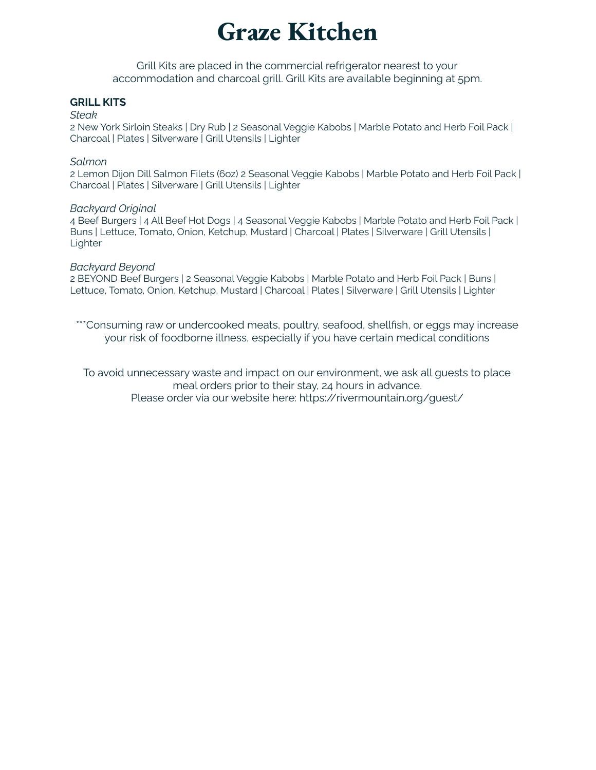# Graze Kitchen

Grill Kits are placed in the commercial refrigerator nearest to your accommodation and charcoal grill. Grill Kits are available beginning at 5pm.

**GRILL KITS**

*Steak*
2 New York Sirloin Steaks | Dry Rub | 2 Seasonal Veggie Kabobs | Marble Potato and Herb Foil Pack | Charcoal | Plates | Silverware | Grill Utensils | Lighter

*Salmon*
2 Lemon Dijon Dill Salmon Filets (6oz) 2 Seasonal Veggie Kabobs | Marble Potato and Herb Foil Pack | Charcoal | Plates | Silverware | Grill Utensils | Lighter

*Backyard Original*
4 Beef Burgers | 4 All Beef Hot Dogs | 4 Seasonal Veggie Kabobs | Marble Potato and Herb Foil Pack | Buns | Lettuce, Tomato, Onion, Ketchup, Mustard | Charcoal | Plates | Silverware | Grill Utensils | Lighter

*Backyard Beyond*
2 BEYOND Beef Burgers | 2 Seasonal Veggie Kabobs | Marble Potato and Herb Foil Pack | Buns | Lettuce, Tomato, Onion, Ketchup, Mustard | Charcoal | Plates | Silverware | Grill Utensils | Lighter

***Consuming raw or undercooked meats, poultry, seafood, shellfish, or eggs may increase your risk of foodborne illness, especially if you have certain medical conditions

To avoid unnecessary waste and impact on our environment, we ask all guests to place meal orders prior to their stay, 24 hours in advance.
Please order via our website here: https://rivermountain.org/guest/